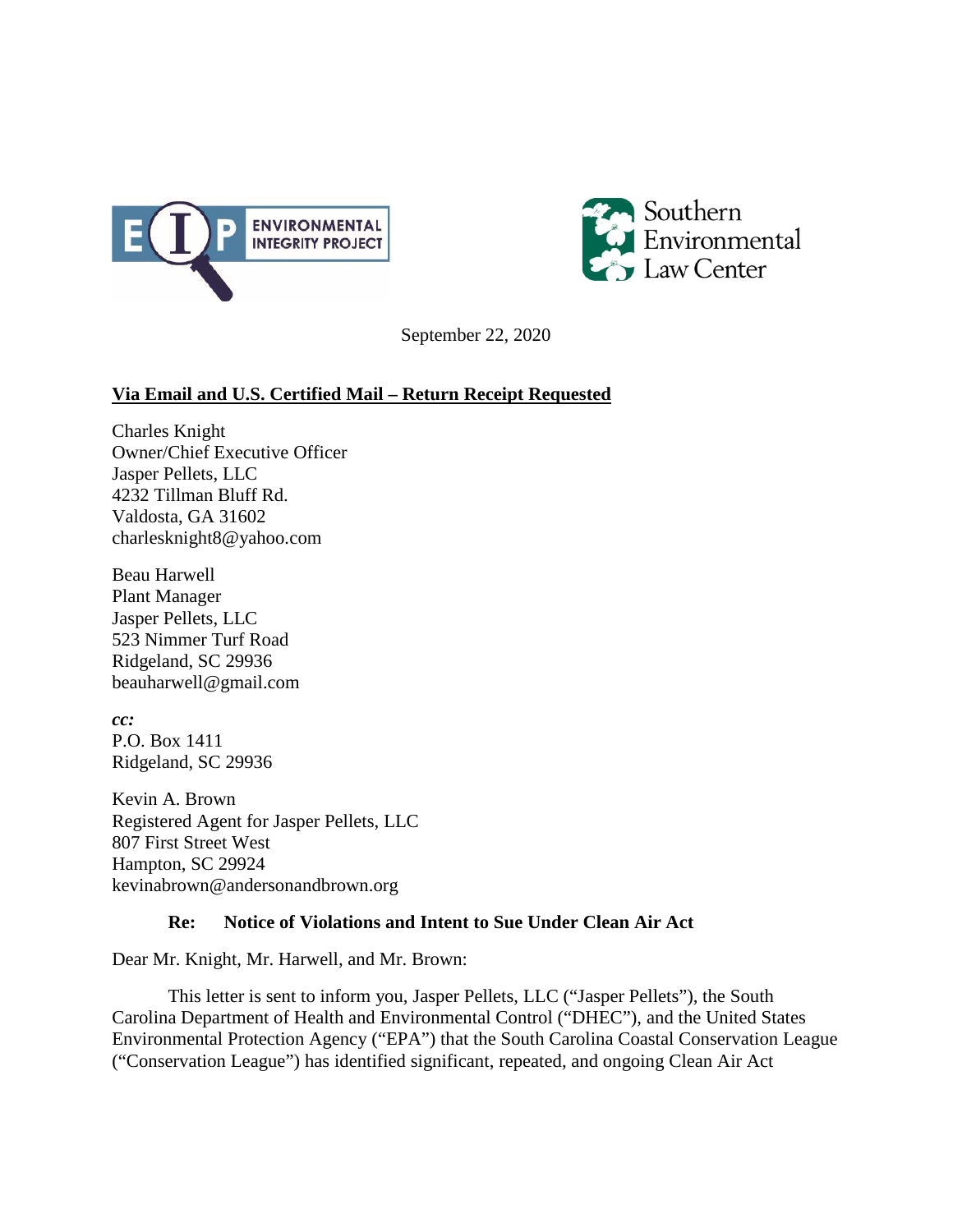ENVIRONMENTAL INTEGRITY PROJECT

Southern Environmental Law Center

September 22, 2020

**Via Email and U.S. Certified Mail – Return Receipt Requested**

Charles Knight
Owner/Chief Executive Officer
Jasper Pellets, LLC
4232 Tillman Bluff Rd.
Valdosta, GA 31602
charlesknight8@yahoo.com

Beau Harwell
Plant Manager
Jasper Pellets, LLC
523 Nimmer Turf Road
Ridgeland, SC 29936
beauharwell@gmail.com

***cc:***
P.O. Box 1411
Ridgeland, SC 29936

Kevin A. Brown
Registered Agent for Jasper Pellets, LLC
807 First Street West
Hampton, SC 29924
kevinabrown@andersonandbrown.org

**Re: Notice of Violations and Intent to Sue Under Clean Air Act**

Dear Mr. Knight, Mr. Harwell, and Mr. Brown:

This letter is sent to inform you, Jasper Pellets, LLC ("Jasper Pellets"), the South Carolina Department of Health and Environmental Control ("DHEC"), and the United States Environmental Protection Agency ("EPA") that the South Carolina Coastal Conservation League ("Conservation League") has identified significant, repeated, and ongoing Clean Air Act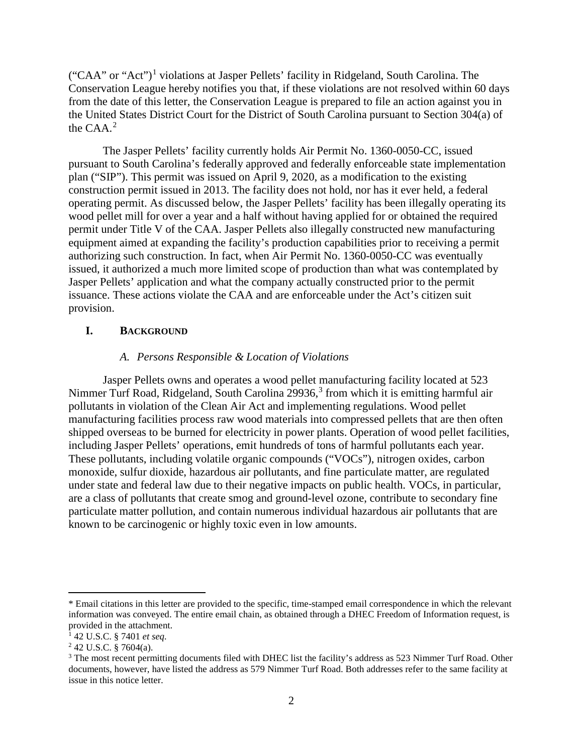("CAA" or "Act")[1] violations at Jasper Pellets' facility in Ridgeland, South Carolina. The Conservation League hereby notifies you that, if these violations are not resolved within 60 days from the date of this letter, the Conservation League is prepared to file an action against you in the United States District Court for the District of South Carolina pursuant to Section 304(a) of the CAA.[2]

The Jasper Pellets' facility currently holds Air Permit No. 1360-0050-CC, issued pursuant to South Carolina's federally approved and federally enforceable state implementation plan ("SIP"). This permit was issued on April 9, 2020, as a modification to the existing construction permit issued in 2013. The facility does not hold, nor has it ever held, a federal operating permit. As discussed below, the Jasper Pellets' facility has been illegally operating its wood pellet mill for over a year and a half without having applied for or obtained the required permit under Title V of the CAA. Jasper Pellets also illegally constructed new manufacturing equipment aimed at expanding the facility's production capabilities prior to receiving a permit authorizing such construction. In fact, when Air Permit No. 1360-0050-CC was eventually issued, it authorized a much more limited scope of production than what was contemplated by Jasper Pellets' application and what the company actually constructed prior to the permit issuance. These actions violate the CAA and are enforceable under the Act's citizen suit provision.

## I. Background

### *A. Persons Responsible & Location of Violations*

Jasper Pellets owns and operates a wood pellet manufacturing facility located at 523 Nimmer Turf Road, Ridgeland, South Carolina 29936,[3] from which it is emitting harmful air pollutants in violation of the Clean Air Act and implementing regulations. Wood pellet manufacturing facilities process raw wood materials into compressed pellets that are then often shipped overseas to be burned for electricity in power plants. Operation of wood pellet facilities, including Jasper Pellets' operations, emit hundreds of tons of harmful pollutants each year. These pollutants, including volatile organic compounds ("VOCs"), nitrogen oxides, carbon monoxide, sulfur dioxide, hazardous air pollutants, and fine particulate matter, are regulated under state and federal law due to their negative impacts on public health. VOCs, in particular, are a class of pollutants that create smog and ground-level ozone, contribute to secondary fine particulate matter pollution, and contain numerous individual hazardous air pollutants that are known to be carcinogenic or highly toxic even in low amounts.

---

* Email citations in this letter are provided to the specific, time-stamped email correspondence in which the relevant information was conveyed. The entire email chain, as obtained through a DHEC Freedom of Information request, is provided in the attachment.

[1] 42 U.S.C. § 7401 *et seq*.

[2] 42 U.S.C. § 7604(a).

[3] The most recent permitting documents filed with DHEC list the facility's address as 523 Nimmer Turf Road. Other documents, however, have listed the address as 579 Nimmer Turf Road. Both addresses refer to the same facility at issue in this notice letter.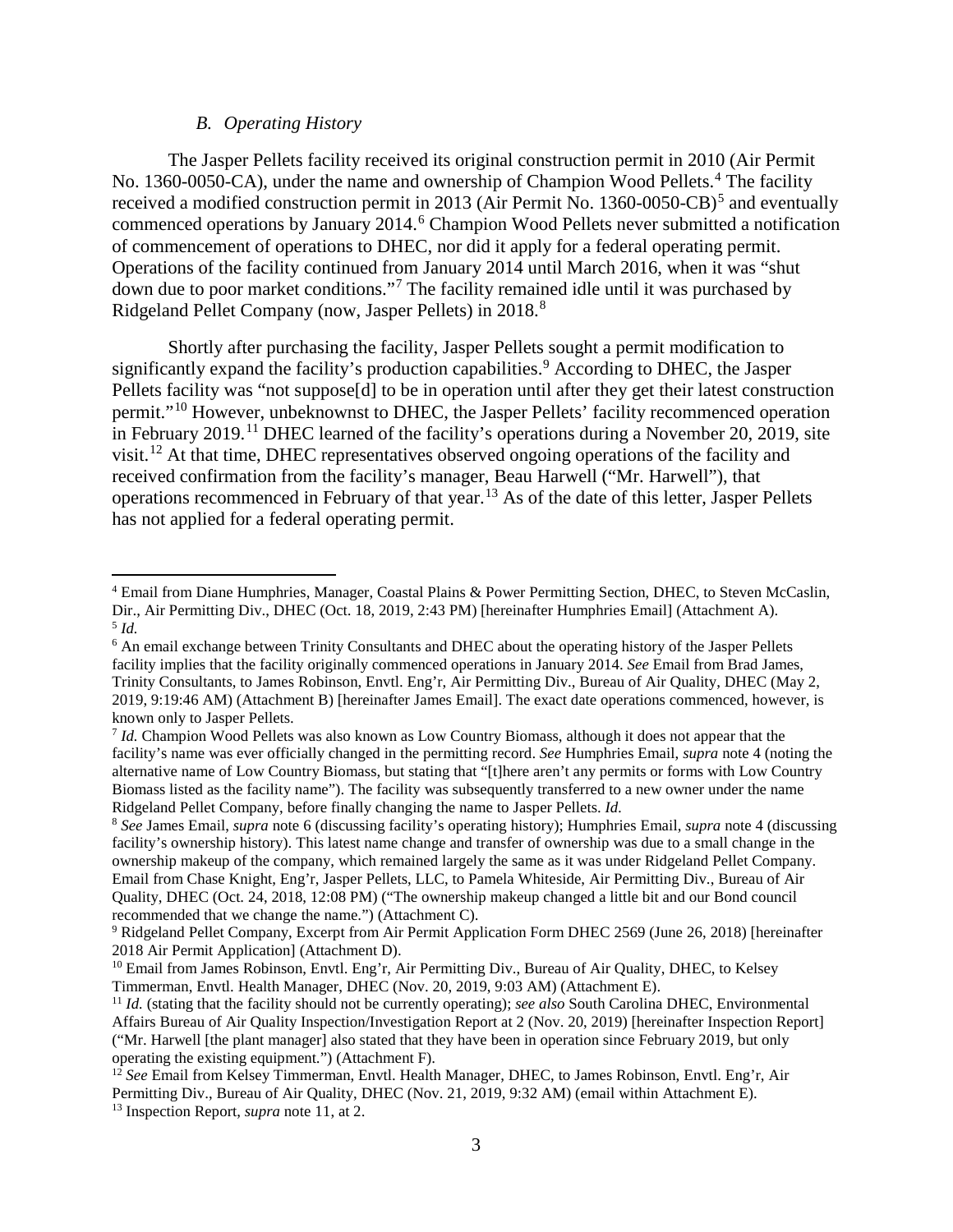### *B. Operating History*

The Jasper Pellets facility received its original construction permit in 2010 (Air Permit No. 1360-0050-CA), under the name and ownership of Champion Wood Pellets.[4] The facility received a modified construction permit in 2013 (Air Permit No. 1360-0050-CB)[5] and eventually commenced operations by January 2014.[6] Champion Wood Pellets never submitted a notification of commencement of operations to DHEC, nor did it apply for a federal operating permit. Operations of the facility continued from January 2014 until March 2016, when it was "shut down due to poor market conditions."[7] The facility remained idle until it was purchased by Ridgeland Pellet Company (now, Jasper Pellets) in 2018.[8]

Shortly after purchasing the facility, Jasper Pellets sought a permit modification to significantly expand the facility's production capabilities.[9] According to DHEC, the Jasper Pellets facility was "not suppose[d] to be in operation until after they get their latest construction permit."[10] However, unbeknownst to DHEC, the Jasper Pellets' facility recommenced operation in February 2019.[11] DHEC learned of the facility's operations during a November 20, 2019, site visit.[12] At that time, DHEC representatives observed ongoing operations of the facility and received confirmation from the facility's manager, Beau Harwell ("Mr. Harwell"), that operations recommenced in February of that year.[13] As of the date of this letter, Jasper Pellets has not applied for a federal operating permit.

---

[4] Email from Diane Humphries, Manager, Coastal Plains & Power Permitting Section, DHEC, to Steven McCaslin, Dir., Air Permitting Div., DHEC (Oct. 18, 2019, 2:43 PM) [hereinafter Humphries Email] (Attachment A).

[5] *Id.*

[6] An email exchange between Trinity Consultants and DHEC about the operating history of the Jasper Pellets facility implies that the facility originally commenced operations in January 2014. *See* Email from Brad James, Trinity Consultants, to James Robinson, Envtl. Eng'r, Air Permitting Div., Bureau of Air Quality, DHEC (May 2, 2019, 9:19:46 AM) (Attachment B) [hereinafter James Email]. The exact date operations commenced, however, is known only to Jasper Pellets.

[7] *Id.* Champion Wood Pellets was also known as Low Country Biomass, although it does not appear that the facility's name was ever officially changed in the permitting record. *See* Humphries Email, *supra* note 4 (noting the alternative name of Low Country Biomass, but stating that "[t]here aren't any permits or forms with Low Country Biomass listed as the facility name"). The facility was subsequently transferred to a new owner under the name Ridgeland Pellet Company, before finally changing the name to Jasper Pellets. *Id.*

[8] *See* James Email, *supra* note 6 (discussing facility's operating history); Humphries Email, *supra* note 4 (discussing facility's ownership history). This latest name change and transfer of ownership was due to a small change in the ownership makeup of the company, which remained largely the same as it was under Ridgeland Pellet Company. Email from Chase Knight, Eng'r, Jasper Pellets, LLC, to Pamela Whiteside, Air Permitting Div., Bureau of Air Quality, DHEC (Oct. 24, 2018, 12:08 PM) ("The ownership makeup changed a little bit and our Bond council recommended that we change the name.") (Attachment C).

[9] Ridgeland Pellet Company, Excerpt from Air Permit Application Form DHEC 2569 (June 26, 2018) [hereinafter 2018 Air Permit Application] (Attachment D).

[10] Email from James Robinson, Envtl. Eng'r, Air Permitting Div., Bureau of Air Quality, DHEC, to Kelsey Timmerman, Envtl. Health Manager, DHEC (Nov. 20, 2019, 9:03 AM) (Attachment E).

[11] *Id.* (stating that the facility should not be currently operating); *see also* South Carolina DHEC, Environmental Affairs Bureau of Air Quality Inspection/Investigation Report at 2 (Nov. 20, 2019) [hereinafter Inspection Report] ("Mr. Harwell [the plant manager] also stated that they have been in operation since February 2019, but only operating the existing equipment.") (Attachment F).

[12] *See* Email from Kelsey Timmerman, Envtl. Health Manager, DHEC, to James Robinson, Envtl. Eng'r, Air Permitting Div., Bureau of Air Quality, DHEC (Nov. 21, 2019, 9:32 AM) (email within Attachment E).

[13] Inspection Report, *supra* note 11, at 2.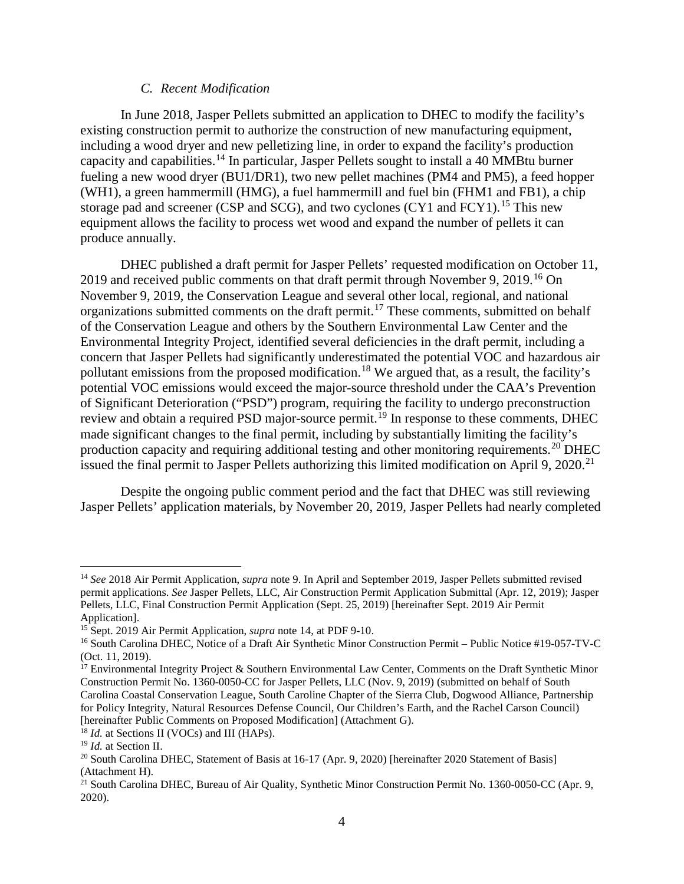### *C. Recent Modification*

In June 2018, Jasper Pellets submitted an application to DHEC to modify the facility's existing construction permit to authorize the construction of new manufacturing equipment, including a wood dryer and new pelletizing line, in order to expand the facility's production capacity and capabilities.[14] In particular, Jasper Pellets sought to install a 40 MMBtu burner fueling a new wood dryer (BU1/DR1), two new pellet machines (PM4 and PM5), a feed hopper (WH1), a green hammermill (HMG), a fuel hammermill and fuel bin (FHM1 and FB1), a chip storage pad and screener (CSP and SCG), and two cyclones (CY1 and FCY1).[15] This new equipment allows the facility to process wet wood and expand the number of pellets it can produce annually.

DHEC published a draft permit for Jasper Pellets' requested modification on October 11, 2019 and received public comments on that draft permit through November 9, 2019.[16] On November 9, 2019, the Conservation League and several other local, regional, and national organizations submitted comments on the draft permit.[17] These comments, submitted on behalf of the Conservation League and others by the Southern Environmental Law Center and the Environmental Integrity Project, identified several deficiencies in the draft permit, including a concern that Jasper Pellets had significantly underestimated the potential VOC and hazardous air pollutant emissions from the proposed modification.[18] We argued that, as a result, the facility's potential VOC emissions would exceed the major-source threshold under the CAA's Prevention of Significant Deterioration ("PSD") program, requiring the facility to undergo preconstruction review and obtain a required PSD major-source permit.[19] In response to these comments, DHEC made significant changes to the final permit, including by substantially limiting the facility's production capacity and requiring additional testing and other monitoring requirements.[20] DHEC issued the final permit to Jasper Pellets authorizing this limited modification on April 9, 2020.[21]

Despite the ongoing public comment period and the fact that DHEC was still reviewing Jasper Pellets' application materials, by November 20, 2019, Jasper Pellets had nearly completed

---

[14] *See* 2018 Air Permit Application, *supra* note 9. In April and September 2019, Jasper Pellets submitted revised permit applications. *See* Jasper Pellets, LLC, Air Construction Permit Application Submittal (Apr. 12, 2019); Jasper Pellets, LLC, Final Construction Permit Application (Sept. 25, 2019) [hereinafter Sept. 2019 Air Permit Application].

[15] Sept. 2019 Air Permit Application, *supra* note 14, at PDF 9-10.

[16] South Carolina DHEC, Notice of a Draft Air Synthetic Minor Construction Permit – Public Notice #19-057-TV-C (Oct. 11, 2019).

[17] Environmental Integrity Project & Southern Environmental Law Center, Comments on the Draft Synthetic Minor Construction Permit No. 1360-0050-CC for Jasper Pellets, LLC (Nov. 9, 2019) (submitted on behalf of South Carolina Coastal Conservation League, South Caroline Chapter of the Sierra Club, Dogwood Alliance, Partnership for Policy Integrity, Natural Resources Defense Council, Our Children's Earth, and the Rachel Carson Council) [hereinafter Public Comments on Proposed Modification] (Attachment G).

[18] *Id.* at Sections II (VOCs) and III (HAPs).

[19] *Id.* at Section II.

[20] South Carolina DHEC, Statement of Basis at 16-17 (Apr. 9, 2020) [hereinafter 2020 Statement of Basis] (Attachment H).

[21] South Carolina DHEC, Bureau of Air Quality, Synthetic Minor Construction Permit No. 1360-0050-CC (Apr. 9, 2020).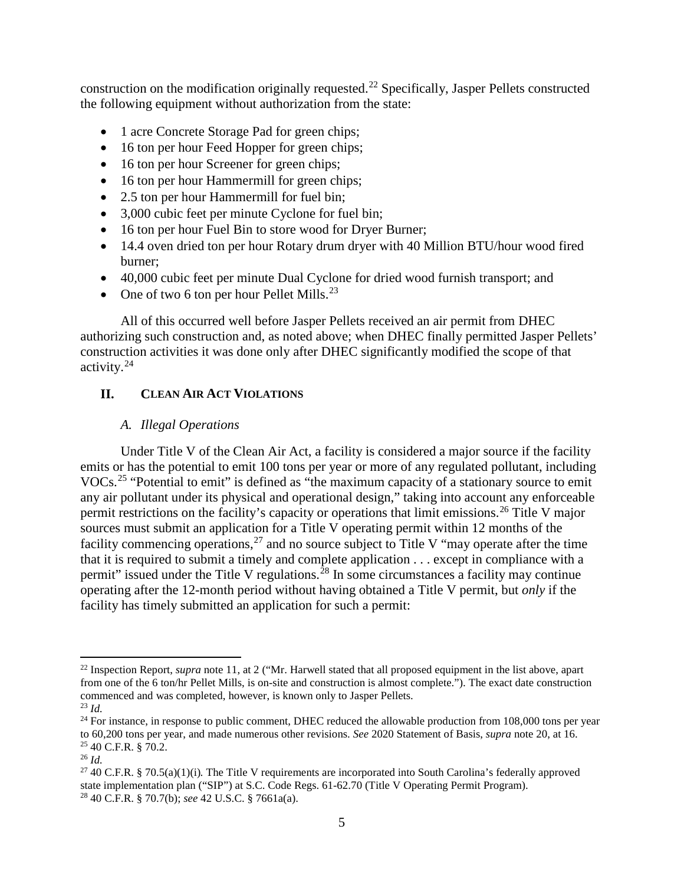construction on the modification originally requested.[22] Specifically, Jasper Pellets constructed the following equipment without authorization from the state:

- 1 acre Concrete Storage Pad for green chips;
- 16 ton per hour Feed Hopper for green chips;
- 16 ton per hour Screener for green chips;
- 16 ton per hour Hammermill for green chips;
- 2.5 ton per hour Hammermill for fuel bin;
- 3,000 cubic feet per minute Cyclone for fuel bin;
- 16 ton per hour Fuel Bin to store wood for Dryer Burner;
- 14.4 oven dried ton per hour Rotary drum dryer with 40 Million BTU/hour wood fired burner;
- 40,000 cubic feet per minute Dual Cyclone for dried wood furnish transport; and
- One of two 6 ton per hour Pellet Mills.[23]

All of this occurred well before Jasper Pellets received an air permit from DHEC authorizing such construction and, as noted above; when DHEC finally permitted Jasper Pellets' construction activities it was done only after DHEC significantly modified the scope of that activity.[24]

## II. CLEAN AIR ACT VIOLATIONS

### *A. Illegal Operations*

Under Title V of the Clean Air Act, a facility is considered a major source if the facility emits or has the potential to emit 100 tons per year or more of any regulated pollutant, including VOCs.[25] "Potential to emit" is defined as "the maximum capacity of a stationary source to emit any air pollutant under its physical and operational design," taking into account any enforceable permit restrictions on the facility's capacity or operations that limit emissions.[26] Title V major sources must submit an application for a Title V operating permit within 12 months of the facility commencing operations,[27] and no source subject to Title V "may operate after the time that it is required to submit a timely and complete application . . . except in compliance with a permit" issued under the Title V regulations.[28] In some circumstances a facility may continue operating after the 12-month period without having obtained a Title V permit, but *only* if the facility has timely submitted an application for such a permit:

---

[22] Inspection Report, *supra* note 11, at 2 ("Mr. Harwell stated that all proposed equipment in the list above, apart from one of the 6 ton/hr Pellet Mills, is on-site and construction is almost complete."). The exact date construction commenced and was completed, however, is known only to Jasper Pellets.

[23] *Id.*

[24] For instance, in response to public comment, DHEC reduced the allowable production from 108,000 tons per year to 60,200 tons per year, and made numerous other revisions. *See* 2020 Statement of Basis, *supra* note 20, at 16.

[25] 40 C.F.R. § 70.2.

[26] *Id.*

[27] 40 C.F.R. § 70.5(a)(1)(i). The Title V requirements are incorporated into South Carolina's federally approved state implementation plan ("SIP") at S.C. Code Regs. 61-62.70 (Title V Operating Permit Program).

[28] 40 C.F.R. § 70.7(b); *see* 42 U.S.C. § 7661a(a).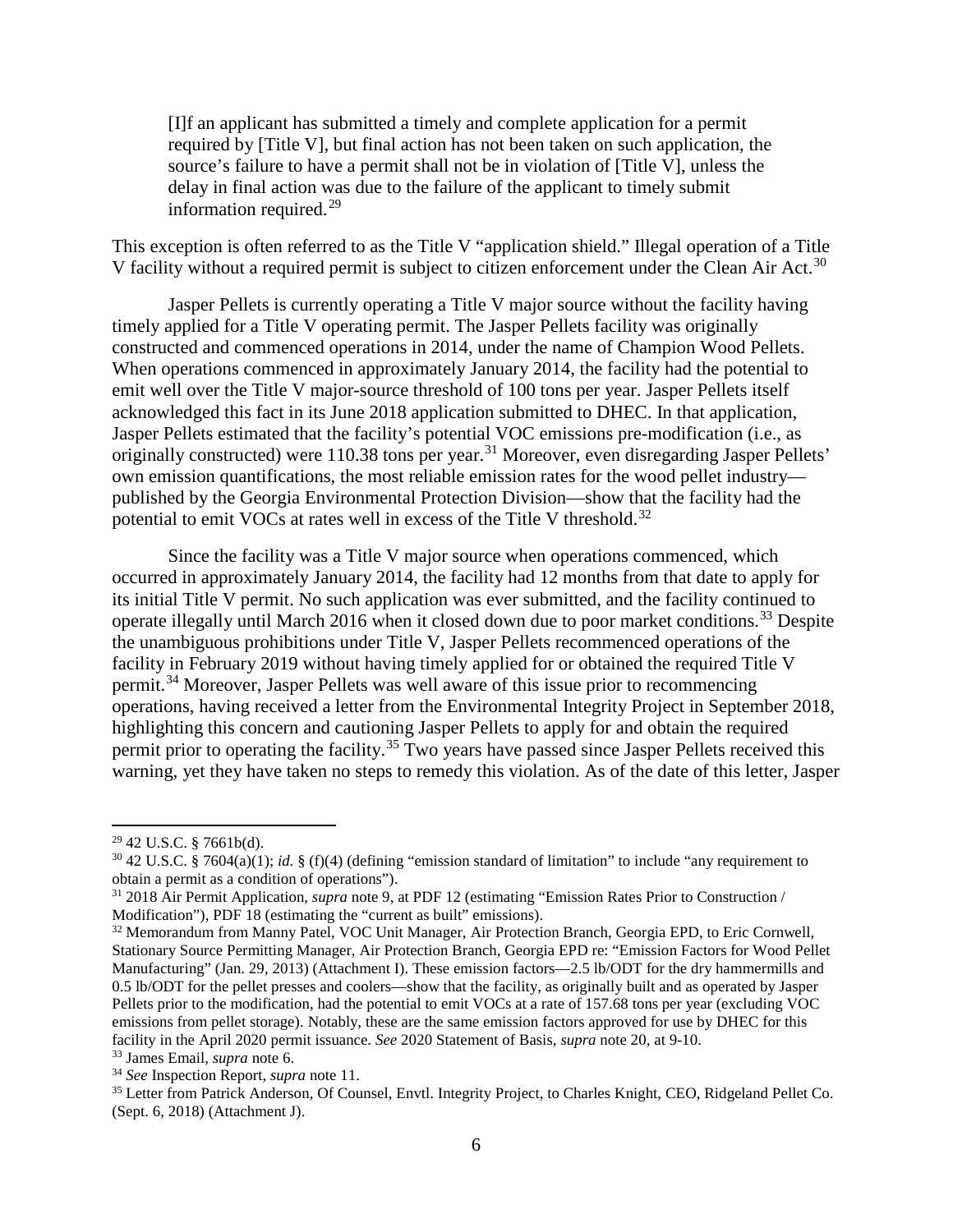> [I]f an applicant has submitted a timely and complete application for a permit required by [Title V], but final action has not been taken on such application, the source's failure to have a permit shall not be in violation of [Title V], unless the delay in final action was due to the failure of the applicant to timely submit information required.[29]

This exception is often referred to as the Title V "application shield." Illegal operation of a Title V facility without a required permit is subject to citizen enforcement under the Clean Air Act.[30]

Jasper Pellets is currently operating a Title V major source without the facility having timely applied for a Title V operating permit. The Jasper Pellets facility was originally constructed and commenced operations in 2014, under the name of Champion Wood Pellets. When operations commenced in approximately January 2014, the facility had the potential to emit well over the Title V major-source threshold of 100 tons per year. Jasper Pellets itself acknowledged this fact in its June 2018 application submitted to DHEC. In that application, Jasper Pellets estimated that the facility's potential VOC emissions pre-modification (i.e., as originally constructed) were 110.38 tons per year.[31] Moreover, even disregarding Jasper Pellets' own emission quantifications, the most reliable emission rates for the wood pellet industry—published by the Georgia Environmental Protection Division—show that the facility had the potential to emit VOCs at rates well in excess of the Title V threshold.[32]

Since the facility was a Title V major source when operations commenced, which occurred in approximately January 2014, the facility had 12 months from that date to apply for its initial Title V permit. No such application was ever submitted, and the facility continued to operate illegally until March 2016 when it closed down due to poor market conditions.[33] Despite the unambiguous prohibitions under Title V, Jasper Pellets recommenced operations of the facility in February 2019 without having timely applied for or obtained the required Title V permit.[34] Moreover, Jasper Pellets was well aware of this issue prior to recommencing operations, having received a letter from the Environmental Integrity Project in September 2018, highlighting this concern and cautioning Jasper Pellets to apply for and obtain the required permit prior to operating the facility.[35] Two years have passed since Jasper Pellets received this warning, yet they have taken no steps to remedy this violation. As of the date of this letter, Jasper

---

[29] 42 U.S.C. § 7661b(d).

[30] 42 U.S.C. § 7604(a)(1); *id.* § (f)(4) (defining "emission standard of limitation" to include "any requirement to obtain a permit as a condition of operations").

[31] 2018 Air Permit Application, *supra* note 9, at PDF 12 (estimating "Emission Rates Prior to Construction / Modification"), PDF 18 (estimating the "current as built" emissions).

[32] Memorandum from Manny Patel, VOC Unit Manager, Air Protection Branch, Georgia EPD, to Eric Cornwell, Stationary Source Permitting Manager, Air Protection Branch, Georgia EPD re: "Emission Factors for Wood Pellet Manufacturing" (Jan. 29, 2013) (Attachment I). These emission factors—2.5 lb/ODT for the dry hammermills and 0.5 lb/ODT for the pellet presses and coolers—show that the facility, as originally built and as operated by Jasper Pellets prior to the modification, had the potential to emit VOCs at a rate of 157.68 tons per year (excluding VOC emissions from pellet storage). Notably, these are the same emission factors approved for use by DHEC for this facility in the April 2020 permit issuance. *See* 2020 Statement of Basis, *supra* note 20, at 9-10.

[33] James Email, *supra* note 6.

[34] *See* Inspection Report, *supra* note 11.

[35] Letter from Patrick Anderson, Of Counsel, Envtl. Integrity Project, to Charles Knight, CEO, Ridgeland Pellet Co. (Sept. 6, 2018) (Attachment J).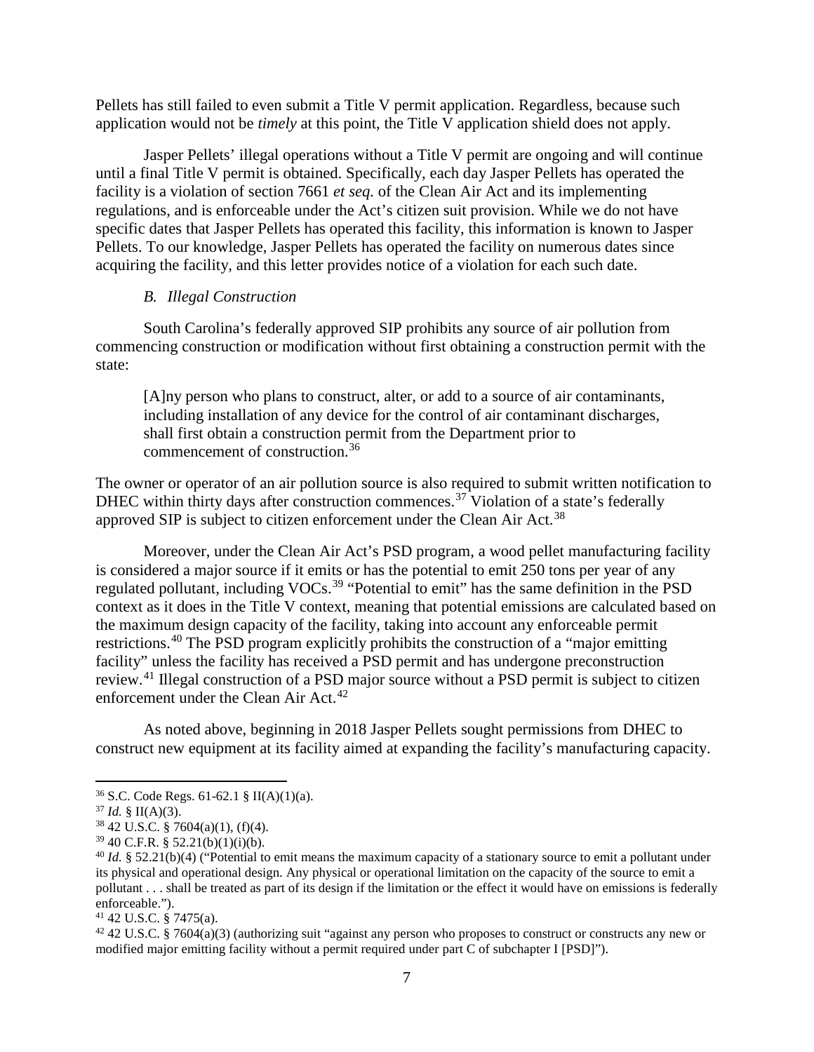Pellets has still failed to even submit a Title V permit application. Regardless, because such application would not be *timely* at this point, the Title V application shield does not apply.

Jasper Pellets' illegal operations without a Title V permit are ongoing and will continue until a final Title V permit is obtained. Specifically, each day Jasper Pellets has operated the facility is a violation of section 7661 *et seq.* of the Clean Air Act and its implementing regulations, and is enforceable under the Act's citizen suit provision. While we do not have specific dates that Jasper Pellets has operated this facility, this information is known to Jasper Pellets. To our knowledge, Jasper Pellets has operated the facility on numerous dates since acquiring the facility, and this letter provides notice of a violation for each such date.

### *B. Illegal Construction*

South Carolina's federally approved SIP prohibits any source of air pollution from commencing construction or modification without first obtaining a construction permit with the state:

> [A]ny person who plans to construct, alter, or add to a source of air contaminants, including installation of any device for the control of air contaminant discharges, shall first obtain a construction permit from the Department prior to commencement of construction.[36]

The owner or operator of an air pollution source is also required to submit written notification to DHEC within thirty days after construction commences.[37] Violation of a state's federally approved SIP is subject to citizen enforcement under the Clean Air Act.[38]

Moreover, under the Clean Air Act's PSD program, a wood pellet manufacturing facility is considered a major source if it emits or has the potential to emit 250 tons per year of any regulated pollutant, including VOCs.[39] "Potential to emit" has the same definition in the PSD context as it does in the Title V context, meaning that potential emissions are calculated based on the maximum design capacity of the facility, taking into account any enforceable permit restrictions.[40] The PSD program explicitly prohibits the construction of a "major emitting facility" unless the facility has received a PSD permit and has undergone preconstruction review.[41] Illegal construction of a PSD major source without a PSD permit is subject to citizen enforcement under the Clean Air Act.[42]

As noted above, beginning in 2018 Jasper Pellets sought permissions from DHEC to construct new equipment at its facility aimed at expanding the facility's manufacturing capacity.

---

[36] S.C. Code Regs. 61-62.1 § II(A)(1)(a).

[37] *Id.* § II(A)(3).

[38] 42 U.S.C. § 7604(a)(1), (f)(4).

[39] 40 C.F.R. § 52.21(b)(1)(i)(b).

[40] *Id.* § 52.21(b)(4) ("Potential to emit means the maximum capacity of a stationary source to emit a pollutant under its physical and operational design. Any physical or operational limitation on the capacity of the source to emit a pollutant . . . shall be treated as part of its design if the limitation or the effect it would have on emissions is federally enforceable.").

[41] 42 U.S.C. § 7475(a).

[42] 42 U.S.C. § 7604(a)(3) (authorizing suit "against any person who proposes to construct or constructs any new or modified major emitting facility without a permit required under part C of subchapter I [PSD]").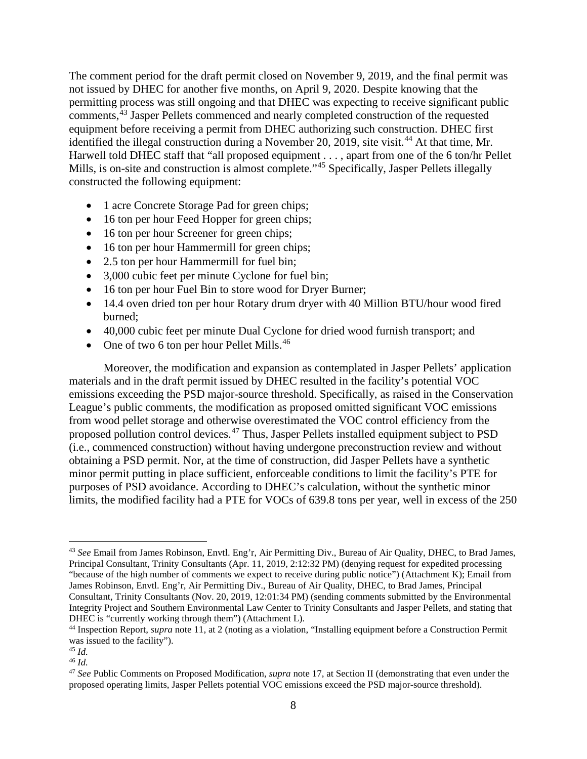The comment period for the draft permit closed on November 9, 2019, and the final permit was not issued by DHEC for another five months, on April 9, 2020. Despite knowing that the permitting process was still ongoing and that DHEC was expecting to receive significant public comments,[43] Jasper Pellets commenced and nearly completed construction of the requested equipment before receiving a permit from DHEC authorizing such construction. DHEC first identified the illegal construction during a November 20, 2019, site visit.[44] At that time, Mr. Harwell told DHEC staff that "all proposed equipment . . . , apart from one of the 6 ton/hr Pellet Mills, is on-site and construction is almost complete."[45] Specifically, Jasper Pellets illegally constructed the following equipment:

- 1 acre Concrete Storage Pad for green chips;
- 16 ton per hour Feed Hopper for green chips;
- 16 ton per hour Screener for green chips;
- 16 ton per hour Hammermill for green chips;
- 2.5 ton per hour Hammermill for fuel bin;
- 3,000 cubic feet per minute Cyclone for fuel bin;
- 16 ton per hour Fuel Bin to store wood for Dryer Burner;
- 14.4 oven dried ton per hour Rotary drum dryer with 40 Million BTU/hour wood fired burned;
- 40,000 cubic feet per minute Dual Cyclone for dried wood furnish transport; and
- One of two 6 ton per hour Pellet Mills.[46]

Moreover, the modification and expansion as contemplated in Jasper Pellets' application materials and in the draft permit issued by DHEC resulted in the facility's potential VOC emissions exceeding the PSD major-source threshold. Specifically, as raised in the Conservation League's public comments, the modification as proposed omitted significant VOC emissions from wood pellet storage and otherwise overestimated the VOC control efficiency from the proposed pollution control devices.[47] Thus, Jasper Pellets installed equipment subject to PSD (i.e., commenced construction) without having undergone preconstruction review and without obtaining a PSD permit. Nor, at the time of construction, did Jasper Pellets have a synthetic minor permit putting in place sufficient, enforceable conditions to limit the facility's PTE for purposes of PSD avoidance. According to DHEC's calculation, without the synthetic minor limits, the modified facility had a PTE for VOCs of 639.8 tons per year, well in excess of the 250

---

[43] *See* Email from James Robinson, Envtl. Eng'r, Air Permitting Div., Bureau of Air Quality, DHEC, to Brad James, Principal Consultant, Trinity Consultants (Apr. 11, 2019, 2:12:32 PM) (denying request for expedited processing "because of the high number of comments we expect to receive during public notice") (Attachment K); Email from James Robinson, Envtl. Eng'r, Air Permitting Div., Bureau of Air Quality, DHEC, to Brad James, Principal Consultant, Trinity Consultants (Nov. 20, 2019, 12:01:34 PM) (sending comments submitted by the Environmental Integrity Project and Southern Environmental Law Center to Trinity Consultants and Jasper Pellets, and stating that DHEC is "currently working through them") (Attachment L).

[44] Inspection Report, *supra* note 11, at 2 (noting as a violation, "Installing equipment before a Construction Permit was issued to the facility").

[45] *Id.*

[46] *Id.*

[47] *See* Public Comments on Proposed Modification, *supra* note 17, at Section II (demonstrating that even under the proposed operating limits, Jasper Pellets potential VOC emissions exceed the PSD major-source threshold).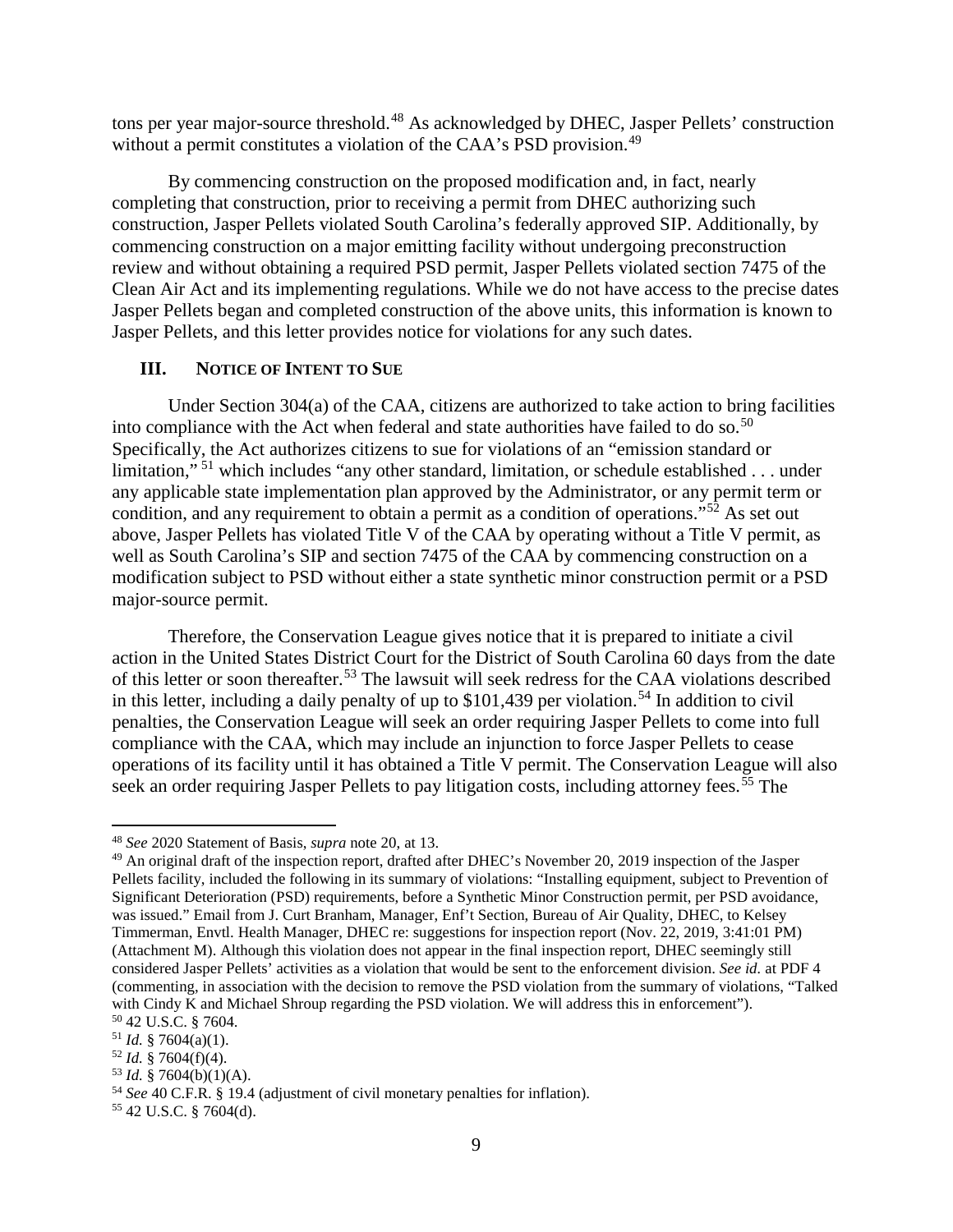tons per year major-source threshold.[48] As acknowledged by DHEC, Jasper Pellets' construction without a permit constitutes a violation of the CAA's PSD provision.[49]

By commencing construction on the proposed modification and, in fact, nearly completing that construction, prior to receiving a permit from DHEC authorizing such construction, Jasper Pellets violated South Carolina's federally approved SIP. Additionally, by commencing construction on a major emitting facility without undergoing preconstruction review and without obtaining a required PSD permit, Jasper Pellets violated section 7475 of the Clean Air Act and its implementing regulations. While we do not have access to the precise dates Jasper Pellets began and completed construction of the above units, this information is known to Jasper Pellets, and this letter provides notice for violations for any such dates.

## III. NOTICE OF INTENT TO SUE

Under Section 304(a) of the CAA, citizens are authorized to take action to bring facilities into compliance with the Act when federal and state authorities have failed to do so.[50] Specifically, the Act authorizes citizens to sue for violations of an "emission standard or limitation,"[51] which includes "any other standard, limitation, or schedule established . . . under any applicable state implementation plan approved by the Administrator, or any permit term or condition, and any requirement to obtain a permit as a condition of operations."[52] As set out above, Jasper Pellets has violated Title V of the CAA by operating without a Title V permit, as well as South Carolina's SIP and section 7475 of the CAA by commencing construction on a modification subject to PSD without either a state synthetic minor construction permit or a PSD major-source permit.

Therefore, the Conservation League gives notice that it is prepared to initiate a civil action in the United States District Court for the District of South Carolina 60 days from the date of this letter or soon thereafter.[53] The lawsuit will seek redress for the CAA violations described in this letter, including a daily penalty of up to $101,439 per violation.[54] In addition to civil penalties, the Conservation League will seek an order requiring Jasper Pellets to come into full compliance with the CAA, which may include an injunction to force Jasper Pellets to cease operations of its facility until it has obtained a Title V permit. The Conservation League will also seek an order requiring Jasper Pellets to pay litigation costs, including attorney fees.[55] The

---

[48] *See* 2020 Statement of Basis, *supra* note 20, at 13.

[49] An original draft of the inspection report, drafted after DHEC's November 20, 2019 inspection of the Jasper Pellets facility, included the following in its summary of violations: "Installing equipment, subject to Prevention of Significant Deterioration (PSD) requirements, before a Synthetic Minor Construction permit, per PSD avoidance, was issued." Email from J. Curt Branham, Manager, Enf't Section, Bureau of Air Quality, DHEC, to Kelsey Timmerman, Envtl. Health Manager, DHEC re: suggestions for inspection report (Nov. 22, 2019, 3:41:01 PM) (Attachment M). Although this violation does not appear in the final inspection report, DHEC seemingly still considered Jasper Pellets' activities as a violation that would be sent to the enforcement division. *See id.* at PDF 4 (commenting, in association with the decision to remove the PSD violation from the summary of violations, "Talked with Cindy K and Michael Shroup regarding the PSD violation. We will address this in enforcement").

[50] 42 U.S.C. § 7604.

[51] *Id.* § 7604(a)(1).

[52] *Id.* § 7604(f)(4).

[53] *Id.* § 7604(b)(1)(A).

[54] *See* 40 C.F.R. § 19.4 (adjustment of civil monetary penalties for inflation).

[55] 42 U.S.C. § 7604(d).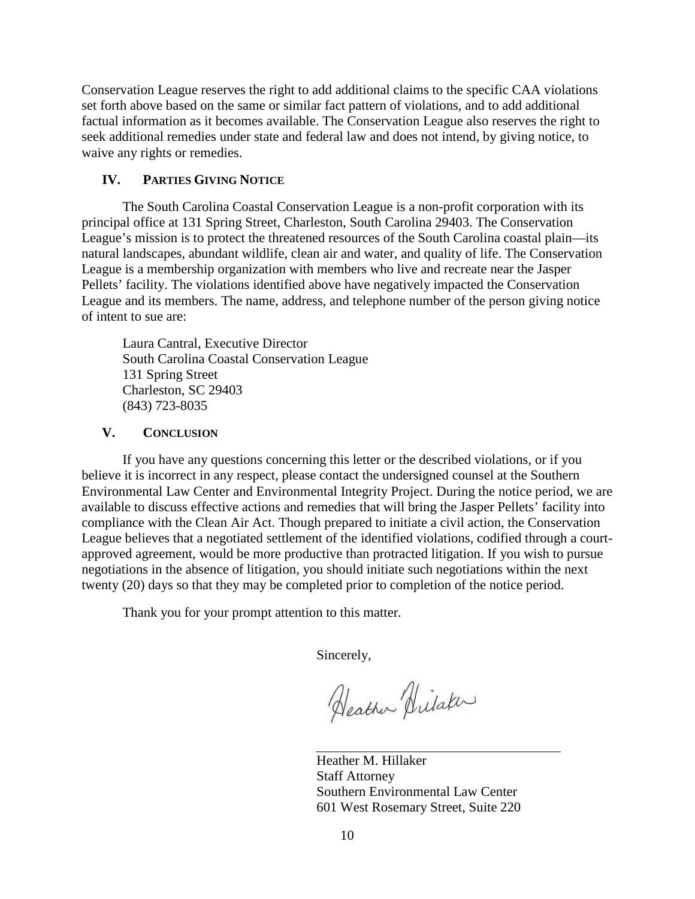Conservation League reserves the right to add additional claims to the specific CAA violations set forth above based on the same or similar fact pattern of violations, and to add additional factual information as it becomes available. The Conservation League also reserves the right to seek additional remedies under state and federal law and does not intend, by giving notice, to waive any rights or remedies.

## IV. PARTIES GIVING NOTICE

The South Carolina Coastal Conservation League is a non-profit corporation with its principal office at 131 Spring Street, Charleston, South Carolina 29403. The Conservation League's mission is to protect the threatened resources of the South Carolina coastal plain—its natural landscapes, abundant wildlife, clean air and water, and quality of life. The Conservation League is a membership organization with members who live and recreate near the Jasper Pellets' facility. The violations identified above have negatively impacted the Conservation League and its members. The name, address, and telephone number of the person giving notice of intent to sue are:

Laura Cantral, Executive Director
South Carolina Coastal Conservation League
131 Spring Street
Charleston, SC 29403
(843) 723-8035

## V. CONCLUSION

If you have any questions concerning this letter or the described violations, or if you believe it is incorrect in any respect, please contact the undersigned counsel at the Southern Environmental Law Center and Environmental Integrity Project. During the notice period, we are available to discuss effective actions and remedies that will bring the Jasper Pellets' facility into compliance with the Clean Air Act. Though prepared to initiate a civil action, the Conservation League believes that a negotiated settlement of the identified violations, codified through a court-approved agreement, would be more productive than protracted litigation. If you wish to pursue negotiations in the absence of litigation, you should initiate such negotiations within the next twenty (20) days so that they may be completed prior to completion of the notice period.

Thank you for your prompt attention to this matter.

Sincerely,

Heather M. Hillaker
Staff Attorney
Southern Environmental Law Center
601 West Rosemary Street, Suite 220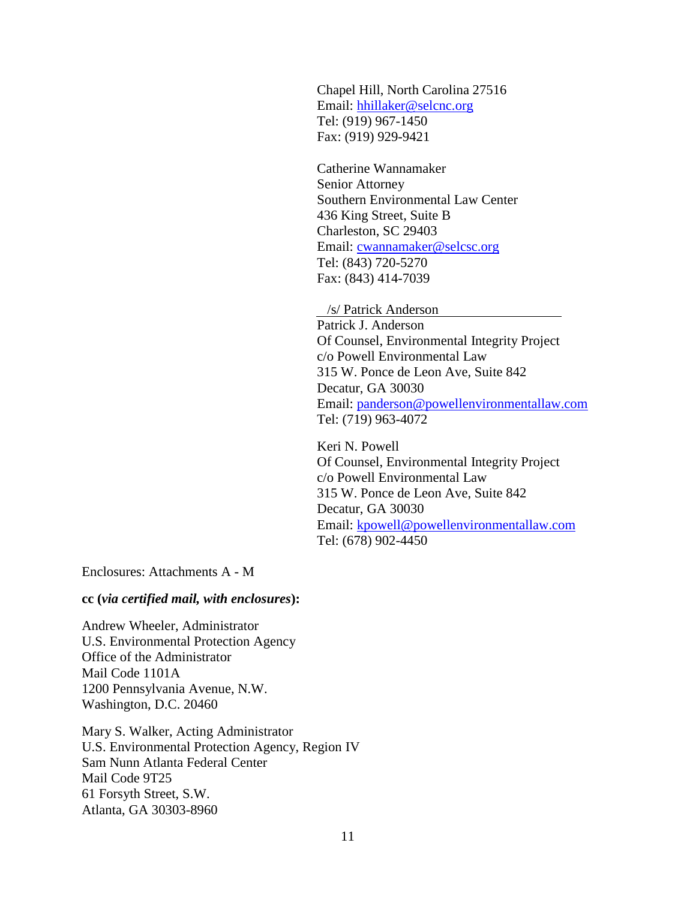Chapel Hill, North Carolina 27516
Email: hhillaker@selcnc.org
Tel: (919) 967-1450
Fax: (919) 929-9421

Catherine Wannamaker
Senior Attorney
Southern Environmental Law Center
436 King Street, Suite B
Charleston, SC 29403
Email: cwannamaker@selcsc.org
Tel: (843) 720-5270
Fax: (843) 414-7039

/s/ Patrick Anderson
Patrick J. Anderson
Of Counsel, Environmental Integrity Project
c/o Powell Environmental Law
315 W. Ponce de Leon Ave, Suite 842
Decatur, GA 30030
Email: panderson@powellenvironmentallaw.com
Tel: (719) 963-4072

Keri N. Powell
Of Counsel, Environmental Integrity Project
c/o Powell Environmental Law
315 W. Ponce de Leon Ave, Suite 842
Decatur, GA 30030
Email: kpowell@powellenvironmentallaw.com
Tel: (678) 902-4450

Enclosures: Attachments A - M

**cc (*via certified mail, with enclosures*):**

Andrew Wheeler, Administrator
U.S. Environmental Protection Agency
Office of the Administrator
Mail Code 1101A
1200 Pennsylvania Avenue, N.W.
Washington, D.C. 20460

Mary S. Walker, Acting Administrator
U.S. Environmental Protection Agency, Region IV
Sam Nunn Atlanta Federal Center
Mail Code 9T25
61 Forsyth Street, S.W.
Atlanta, GA 30303-8960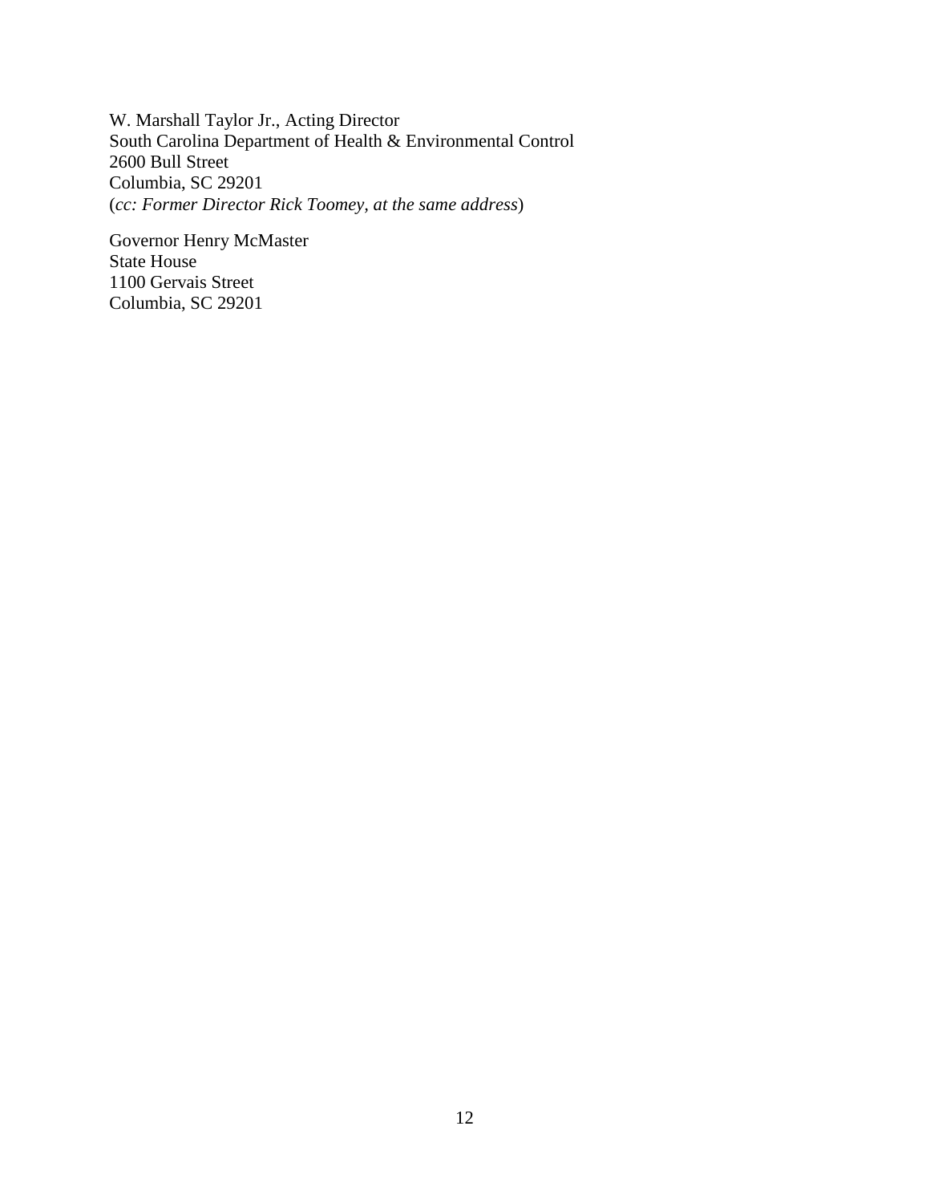W. Marshall Taylor Jr., Acting Director
South Carolina Department of Health & Environmental Control
2600 Bull Street
Columbia, SC 29201
(*cc: Former Director Rick Toomey, at the same address*)

Governor Henry McMaster
State House
1100 Gervais Street
Columbia, SC 29201